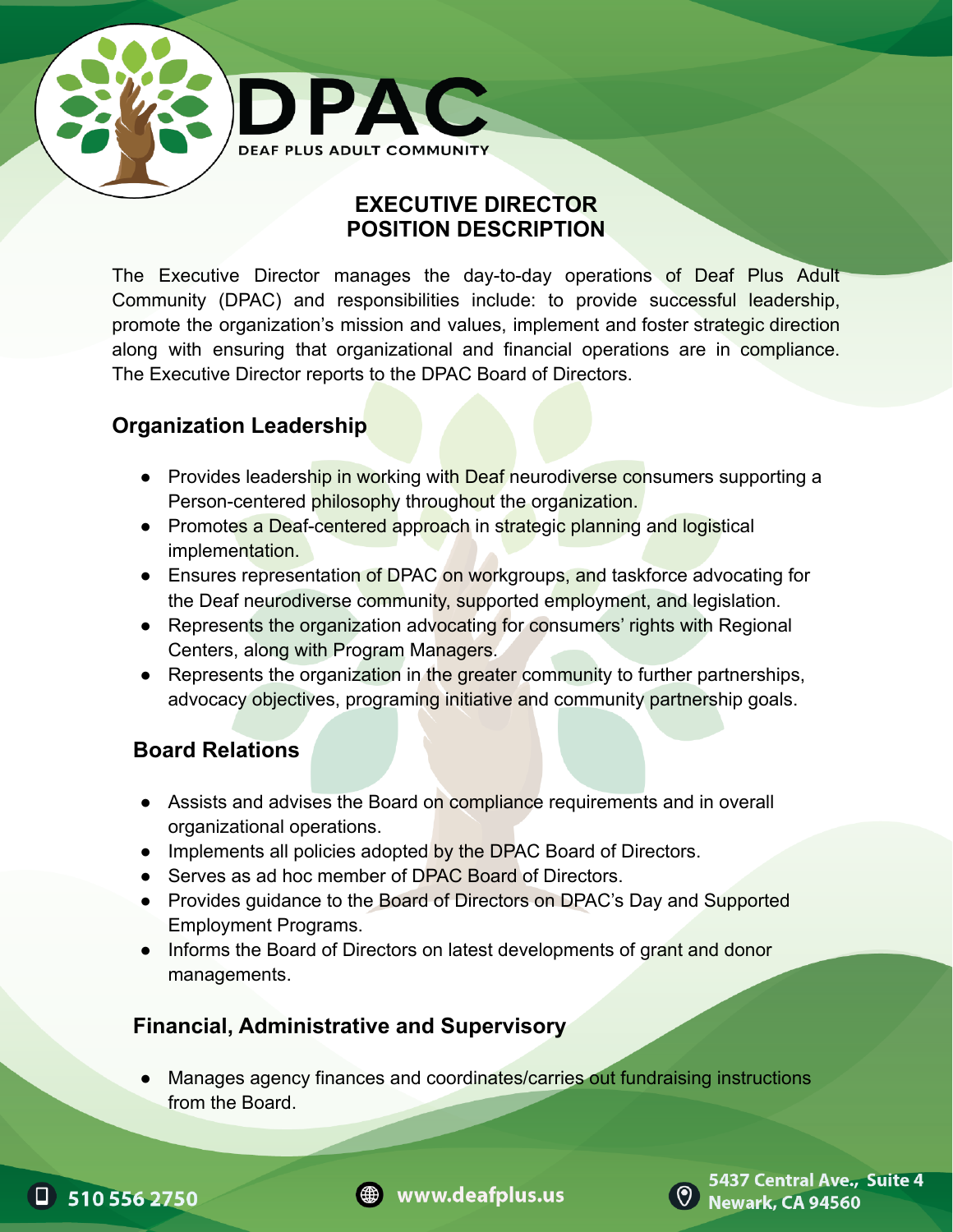# DPAC

DEAF PLUS ADULT COMMUNITY

## EXECUTIVE DIRECTOR POSITION DESCRIPTION

The Executive Director manages the day-to-day operations of Deaf Plus Adult Community (DPAC) and responsibilities include: to provide successful leadership, promote the organization's mission and values, implement and foster strategic direction along with ensuring that organizational and financial operations are in compliance. The Executive Director reports to the DPAC Board of Directors.

### Organization Leadership

- Provides leadership in working with Deaf neurodiverse consumers supporting a Person-centered philosophy throughout the organization.
- Promotes a Deaf-centered approach in strategic planning and logistical implementation.
- Ensures representation of DPAC on workgroups, and taskforce advocating for the Deaf neurodiverse community, supported employment, and legislation.
- Represents the organization advocating for consumers' rights with Regional Centers, along with Program Managers.
- Represents the organization in the greater community to further partnerships, advocacy objectives, programing initiative and community partnership goals.

### Board Relations

- Assists and advises the Board on compliance requirements and in overall organizational operations.
- Implements all policies adopted by the DPAC Board of Directors.
- Serves as ad hoc member of DPAC Board of Directors.
- Provides guidance to the Board of Directors on DPAC's Day and Supported Employment Programs.
- Informs the Board of Directors on latest developments of grant and donor managements.

### Financial, Administrative and Supervisory

- Manages agency finances and coordinates/carries out fundraising instructions from the Board.

510 556 2750 | www.deafplus.us | 5437 Central Ave., Suite 4 Newark, CA 94560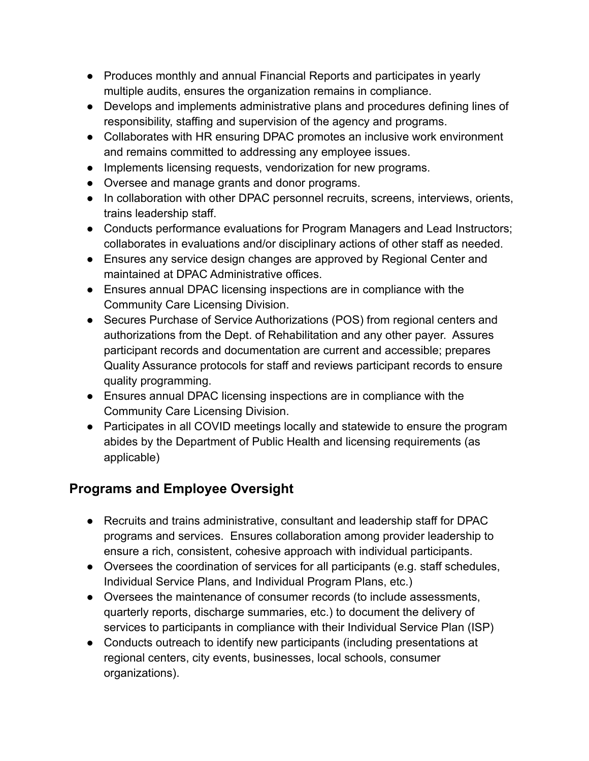- Produces monthly and annual Financial Reports and participates in yearly multiple audits, ensures the organization remains in compliance.
- Develops and implements administrative plans and procedures defining lines of responsibility, staffing and supervision of the agency and programs.
- Collaborates with HR ensuring DPAC promotes an inclusive work environment and remains committed to addressing any employee issues.
- Implements licensing requests, vendorization for new programs.
- Oversee and manage grants and donor programs.
- In collaboration with other DPAC personnel recruits, screens, interviews, orients, trains leadership staff.
- Conducts performance evaluations for Program Managers and Lead Instructors; collaborates in evaluations and/or disciplinary actions of other staff as needed.
- Ensures any service design changes are approved by Regional Center and maintained at DPAC Administrative offices.
- Ensures annual DPAC licensing inspections are in compliance with the Community Care Licensing Division.
- Secures Purchase of Service Authorizations (POS) from regional centers and authorizations from the Dept. of Rehabilitation and any other payer. Assures participant records and documentation are current and accessible; prepares Quality Assurance protocols for staff and reviews participant records to ensure quality programming.
- Ensures annual DPAC licensing inspections are in compliance with the Community Care Licensing Division.
- Participates in all COVID meetings locally and statewide to ensure the program abides by the Department of Public Health and licensing requirements (as applicable)

## Programs and Employee Oversight

- Recruits and trains administrative, consultant and leadership staff for DPAC programs and services. Ensures collaboration among provider leadership to ensure a rich, consistent, cohesive approach with individual participants.
- Oversees the coordination of services for all participants (e.g. staff schedules, Individual Service Plans, and Individual Program Plans, etc.)
- Oversees the maintenance of consumer records (to include assessments, quarterly reports, discharge summaries, etc.) to document the delivery of services to participants in compliance with their Individual Service Plan (ISP)
- Conducts outreach to identify new participants (including presentations at regional centers, city events, businesses, local schools, consumer organizations).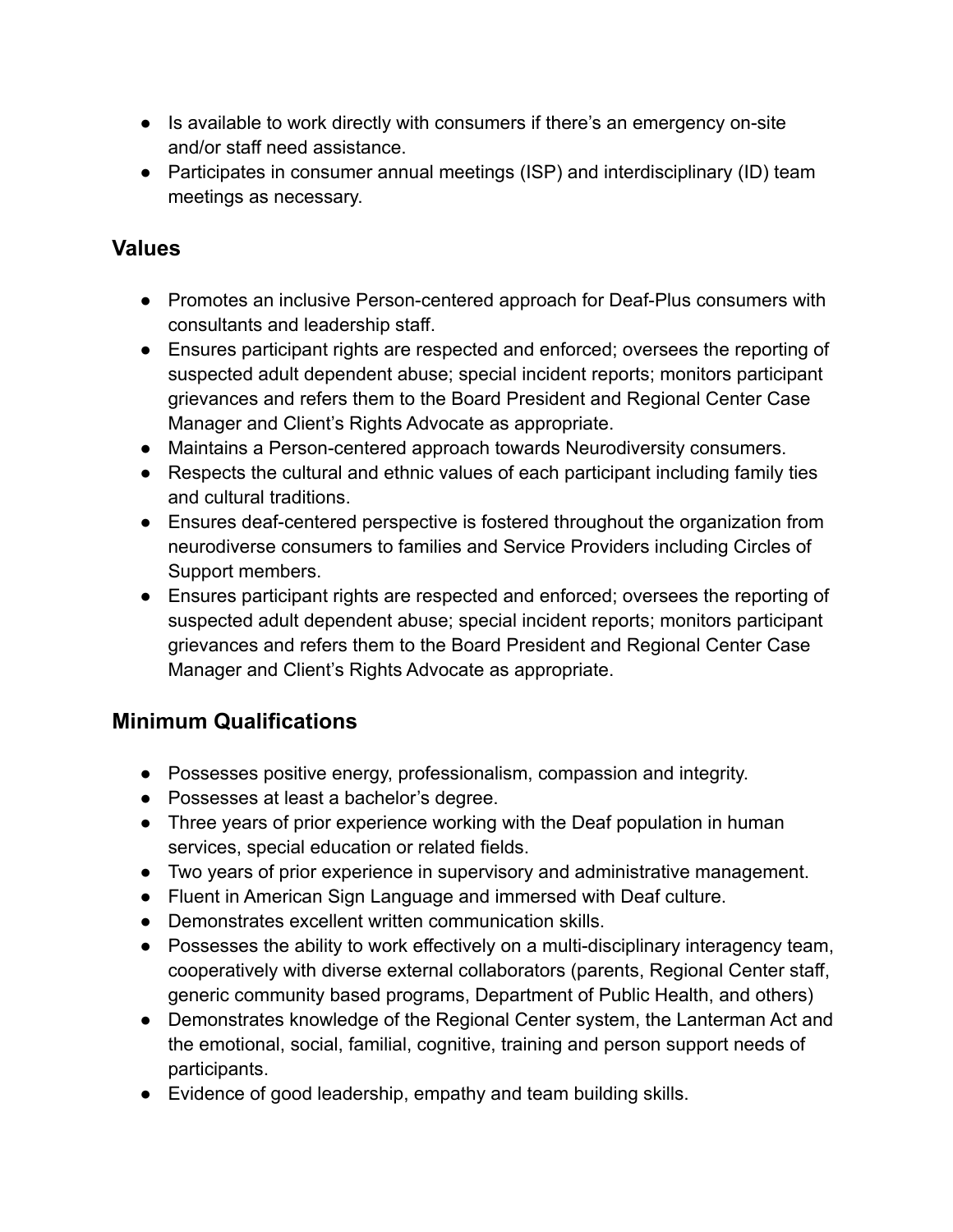- Is available to work directly with consumers if there's an emergency on-site and/or staff need assistance.
- Participates in consumer annual meetings (ISP) and interdisciplinary (ID) team meetings as necessary.

## Values

- Promotes an inclusive Person-centered approach for Deaf-Plus consumers with consultants and leadership staff.
- Ensures participant rights are respected and enforced; oversees the reporting of suspected adult dependent abuse; special incident reports; monitors participant grievances and refers them to the Board President and Regional Center Case Manager and Client's Rights Advocate as appropriate.
- Maintains a Person-centered approach towards Neurodiversity consumers.
- Respects the cultural and ethnic values of each participant including family ties and cultural traditions.
- Ensures deaf-centered perspective is fostered throughout the organization from neurodiverse consumers to families and Service Providers including Circles of Support members.
- Ensures participant rights are respected and enforced; oversees the reporting of suspected adult dependent abuse; special incident reports; monitors participant grievances and refers them to the Board President and Regional Center Case Manager and Client's Rights Advocate as appropriate.

## Minimum Qualifications

- Possesses positive energy, professionalism, compassion and integrity.
- Possesses at least a bachelor's degree.
- Three years of prior experience working with the Deaf population in human services, special education or related fields.
- Two years of prior experience in supervisory and administrative management.
- Fluent in American Sign Language and immersed with Deaf culture.
- Demonstrates excellent written communication skills.
- Possesses the ability to work effectively on a multi-disciplinary interagency team, cooperatively with diverse external collaborators (parents, Regional Center staff, generic community based programs, Department of Public Health, and others)
- Demonstrates knowledge of the Regional Center system, the Lanterman Act and the emotional, social, familial, cognitive, training and person support needs of participants.
- Evidence of good leadership, empathy and team building skills.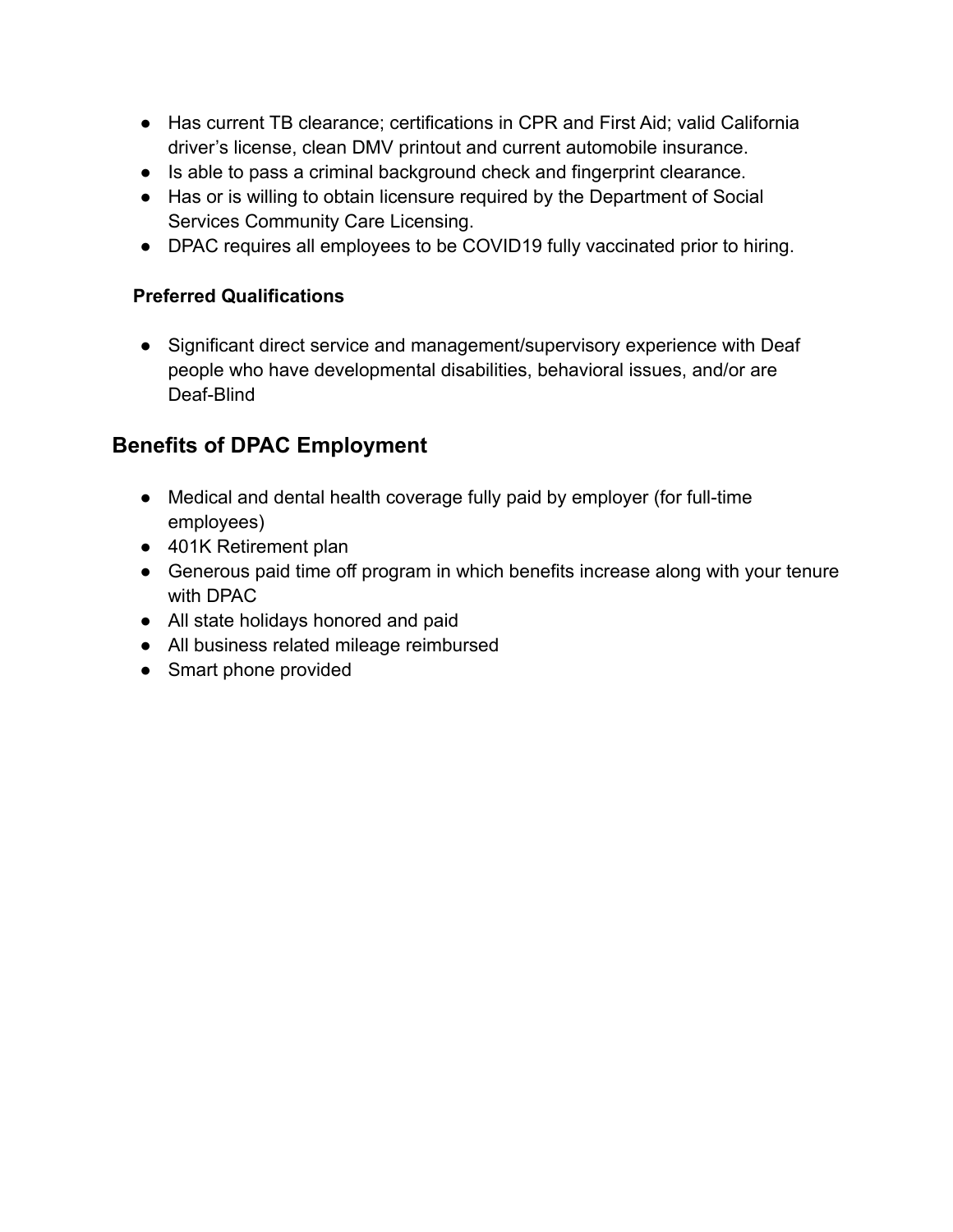- Has current TB clearance; certifications in CPR and First Aid; valid California driver's license, clean DMV printout and current automobile insurance.
- Is able to pass a criminal background check and fingerprint clearance.
- Has or is willing to obtain licensure required by the Department of Social Services Community Care Licensing.
- DPAC requires all employees to be COVID19 fully vaccinated prior to hiring.

**Preferred Qualifications**

- Significant direct service and management/supervisory experience with Deaf people who have developmental disabilities, behavioral issues, and/or are Deaf-Blind

## Benefits of DPAC Employment

- Medical and dental health coverage fully paid by employer (for full-time employees)
- 401K Retirement plan
- Generous paid time off program in which benefits increase along with your tenure with DPAC
- All state holidays honored and paid
- All business related mileage reimbursed
- Smart phone provided